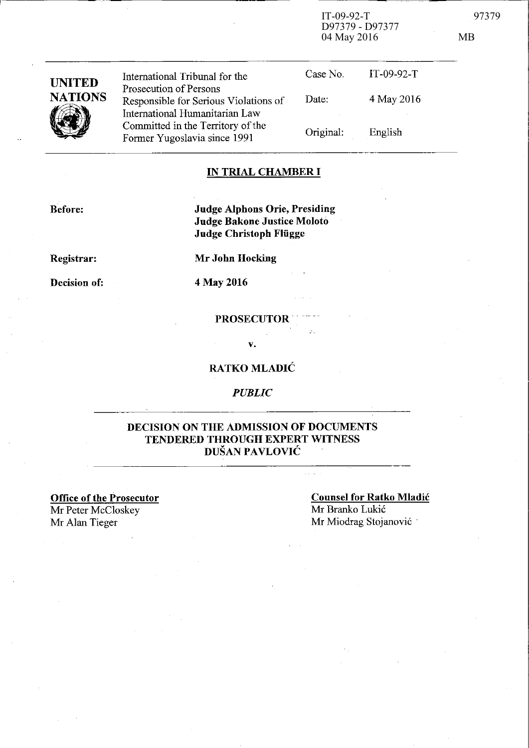IT-09-92-T
D97379 - D97377
04 May 2016

| UNITED NATIONS | International Tribunal for the Prosecution of Persons Responsible for Serious Violations of International Humanitarian Law Committed in the Territory of the Former Yugoslavia since 1991 | Case No. | IT-09-92-T |
|---|---|---|---|
| | | Date: | 4 May 2016 |
| | | Original: | English |

## IN TRIAL CHAMBER I

**Before:** **Judge Alphons Orie, Presiding**
**Judge Bakone Justice Moloto**
**Judge Christoph Flügge**

**Registrar:** **Mr John Hocking**

**Decision of:** **4 May 2016**

**PROSECUTOR**

**v.**

**RATKO MLADIĆ**

***PUBLIC***

## DECISION ON THE ADMISSION OF DOCUMENTS TENDERED THROUGH EXPERT WITNESS DUŠAN PAVLOVIĆ

**Office of the Prosecutor**
Mr Peter McCloskey
Mr Alan Tieger

**Counsel for Ratko Mladić**
Mr Branko Lukić
Mr Miodrag Stojanović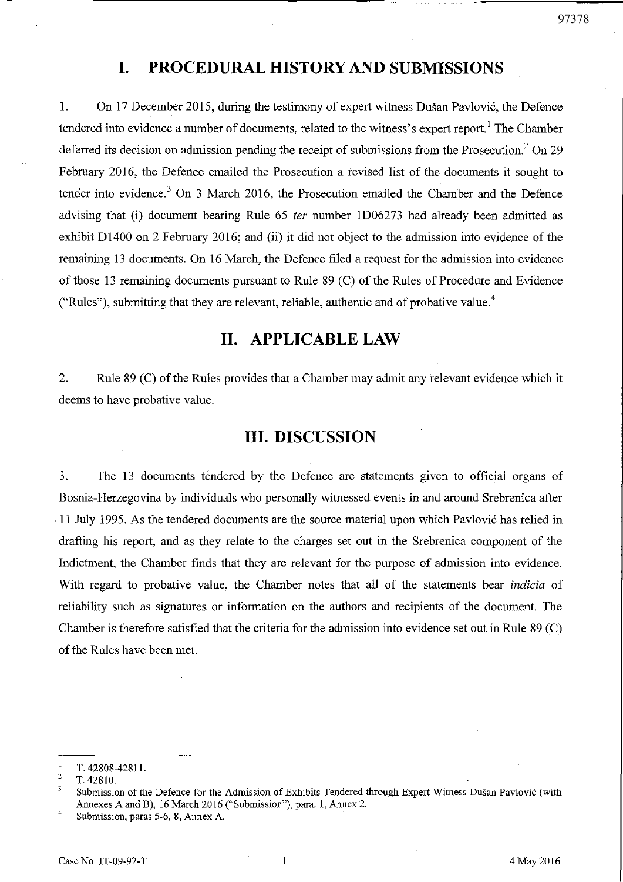# I. PROCEDURAL HISTORY AND SUBMISSIONS

1. On 17 December 2015, during the testimony of expert witness Dušan Pavlović, the Defence tendered into evidence a number of documents, related to the witness's expert report.[1] The Chamber deferred its decision on admission pending the receipt of submissions from the Prosecution.[2] On 29 February 2016, the Defence emailed the Prosecution a revised list of the documents it sought to tender into evidence.[3] On 3 March 2016, the Prosecution emailed the Chamber and the Defence advising that (i) document bearing Rule 65 *ter* number 1D06273 had already been admitted as exhibit D1400 on 2 February 2016; and (ii) it did not object to the admission into evidence of the remaining 13 documents. On 16 March, the Defence filed a request for the admission into evidence of those 13 remaining documents pursuant to Rule 89 (C) of the Rules of Procedure and Evidence ("Rules"), submitting that they are relevant, reliable, authentic and of probative value.[4]

# II. APPLICABLE LAW

2. Rule 89 (C) of the Rules provides that a Chamber may admit any relevant evidence which it deems to have probative value.

# III. DISCUSSION

3. The 13 documents tendered by the Defence are statements given to official organs of Bosnia-Herzegovina by individuals who personally witnessed events in and around Srebrenica after 11 July 1995. As the tendered documents are the source material upon which Pavlović has relied in drafting his report, and as they relate to the charges set out in the Srebrenica component of the Indictment, the Chamber finds that they are relevant for the purpose of admission into evidence. With regard to probative value, the Chamber notes that all of the statements bear *indicia* of reliability such as signatures or information on the authors and recipients of the document. The Chamber is therefore satisfied that the criteria for the admission into evidence set out in Rule 89 (C) of the Rules have been met.

---

[1] T. 42808-42811.

[2] T. 42810.

[3] Submission of the Defence for the Admission of Exhibits Tendered through Expert Witness Dušan Pavlović (with Annexes A and B), 16 March 2016 ("Submission"), para. 1, Annex 2.

[4] Submission, paras 5-6, 8, Annex A.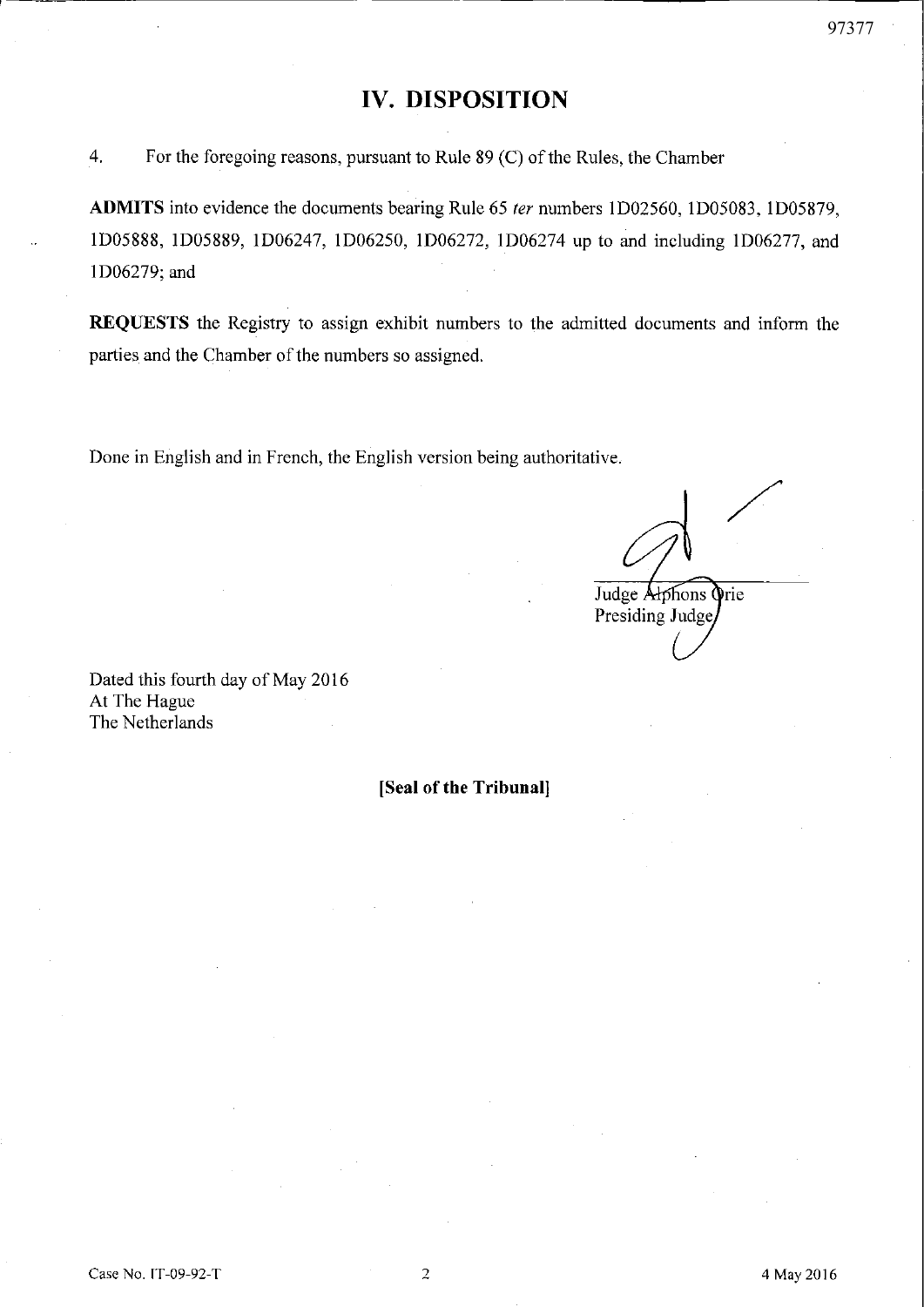# IV. DISPOSITION

4. For the foregoing reasons, pursuant to Rule 89 (C) of the Rules, the Chamber

**ADMITS** into evidence the documents bearing Rule 65 *ter* numbers 1D02560, 1D05083, 1D05879, 1D05888, 1D05889, 1D06247, 1D06250, 1D06272, 1D06274 up to and including 1D06277, and 1D06279; and

**REQUESTS** the Registry to assign exhibit numbers to the admitted documents and inform the parties and the Chamber of the numbers so assigned.

Done in English and in French, the English version being authoritative.

Judge Alphons Orie
Presiding Judge

Dated this fourth day of May 2016
At The Hague
The Netherlands

**[Seal of the Tribunal]**